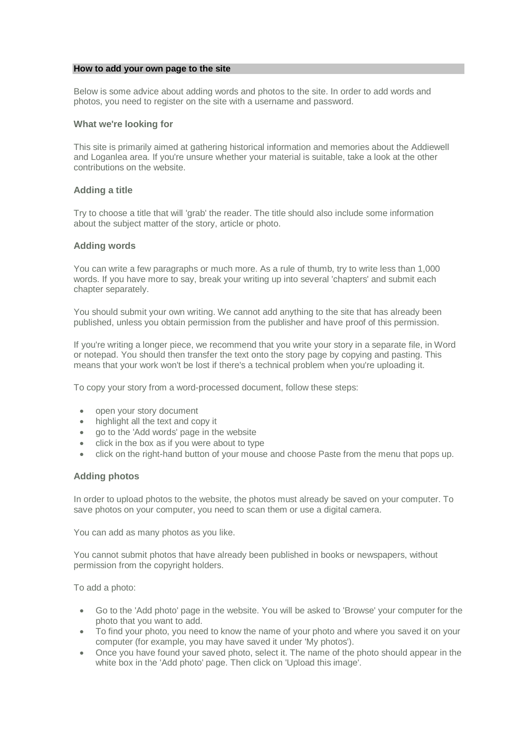# How to add your own page to the site

Below is some advice about adding words and photos to the site. In order to add words and photos, you need to register on the site with a username and password.

## What we're looking for

This site is primarily aimed at gathering historical information and memories about the Addiewell and Loganlea area. If you're unsure whether your material is suitable, take a look at the other contributions on the website.

## Adding a title

Try to choose a title that will 'grab' the reader. The title should also include some information about the subject matter of the story, article or photo.

## Adding words

You can write a few paragraphs or much more. As a rule of thumb, try to write less than 1,000 words. If you have more to say, break your writing up into several 'chapters' and submit each chapter separately.

You should submit your own writing. We cannot add anything to the site that has already been published, unless you obtain permission from the publisher and have proof of this permission.

If you're writing a longer piece, we recommend that you write your story in a separate file, in Word or notepad. You should then transfer the text onto the story page by copying and pasting. This means that your work won't be lost if there's a technical problem when you're uploading it.

To copy your story from a word-processed document, follow these steps:

- open your story document
- highlight all the text and copy it
- go to the 'Add words' page in the website
- click in the box as if you were about to type
- click on the right-hand button of your mouse and choose Paste from the menu that pops up.

## Adding photos

In order to upload photos to the website, the photos must already be saved on your computer. To save photos on your computer, you need to scan them or use a digital camera.

You can add as many photos as you like.

You cannot submit photos that have already been published in books or newspapers, without permission from the copyright holders.

To add a photo:

- Go to the 'Add photo' page in the website. You will be asked to 'Browse' your computer for the photo that you want to add.
- To find your photo, you need to know the name of your photo and where you saved it on your computer (for example, you may have saved it under 'My photos').
- Once you have found your saved photo, select it. The name of the photo should appear in the white box in the 'Add photo' page. Then click on 'Upload this image'.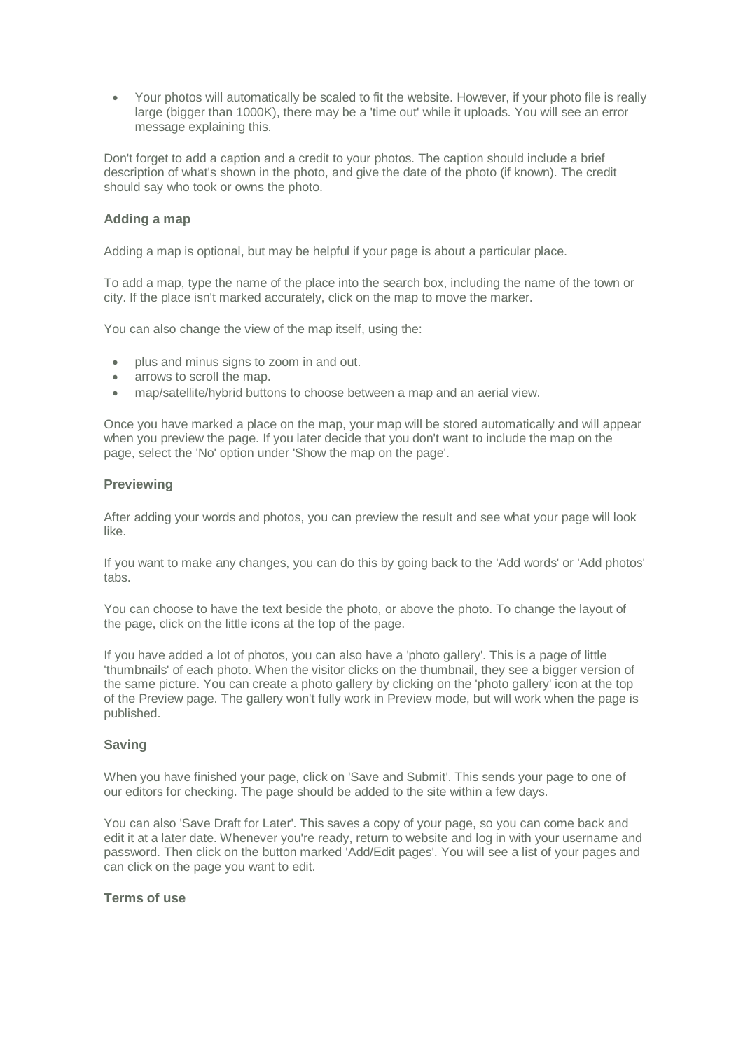- Your photos will automatically be scaled to fit the website. However, if your photo file is really large (bigger than 1000K), there may be a 'time out' while it uploads. You will see an error message explaining this.

Don't forget to add a caption and a credit to your photos. The caption should include a brief description of what's shown in the photo, and give the date of the photo (if known). The credit should say who took or owns the photo.

### Adding a map

Adding a map is optional, but may be helpful if your page is about a particular place.

To add a map, type the name of the place into the search box, including the name of the town or city. If the place isn't marked accurately, click on the map to move the marker.

You can also change the view of the map itself, using the:

- plus and minus signs to zoom in and out.
- arrows to scroll the map.
- map/satellite/hybrid buttons to choose between a map and an aerial view.

Once you have marked a place on the map, your map will be stored automatically and will appear when you preview the page. If you later decide that you don't want to include the map on the page, select the 'No' option under 'Show the map on the page'.

### Previewing

After adding your words and photos, you can preview the result and see what your page will look like.

If you want to make any changes, you can do this by going back to the 'Add words' or 'Add photos' tabs.

You can choose to have the text beside the photo, or above the photo. To change the layout of the page, click on the little icons at the top of the page.

If you have added a lot of photos, you can also have a 'photo gallery'. This is a page of little 'thumbnails' of each photo. When the visitor clicks on the thumbnail, they see a bigger version of the same picture. You can create a photo gallery by clicking on the 'photo gallery' icon at the top of the Preview page. The gallery won't fully work in Preview mode, but will work when the page is published.

### Saving

When you have finished your page, click on 'Save and Submit'. This sends your page to one of our editors for checking. The page should be added to the site within a few days.

You can also 'Save Draft for Later'. This saves a copy of your page, so you can come back and edit it at a later date. Whenever you're ready, return to website and log in with your username and password. Then click on the button marked 'Add/Edit pages'. You will see a list of your pages and can click on the page you want to edit.

### Terms of use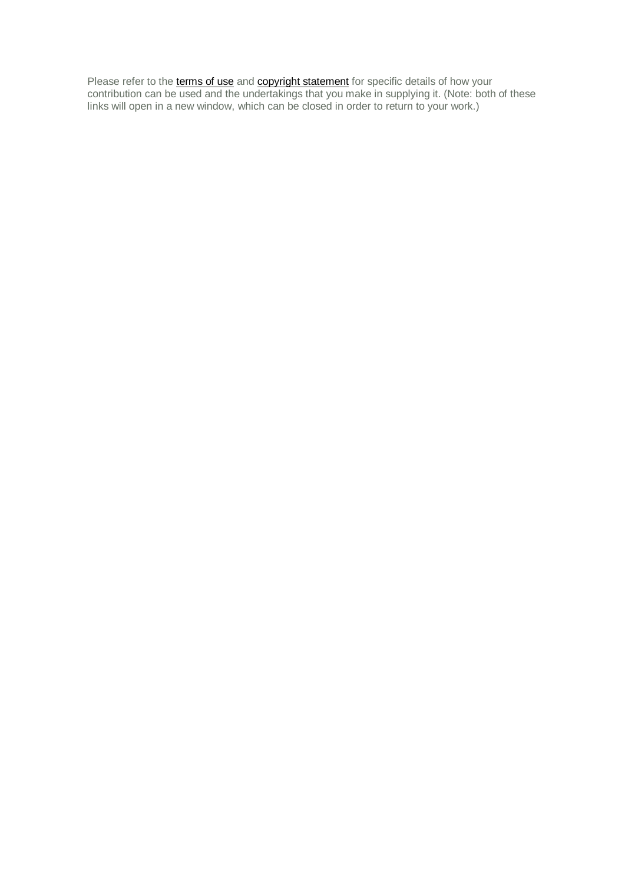Please refer to the terms of use and copyright statement for specific details of how your contribution can be used and the undertakings that you make in supplying it. (Note: both of these links will open in a new window, which can be closed in order to return to your work.)